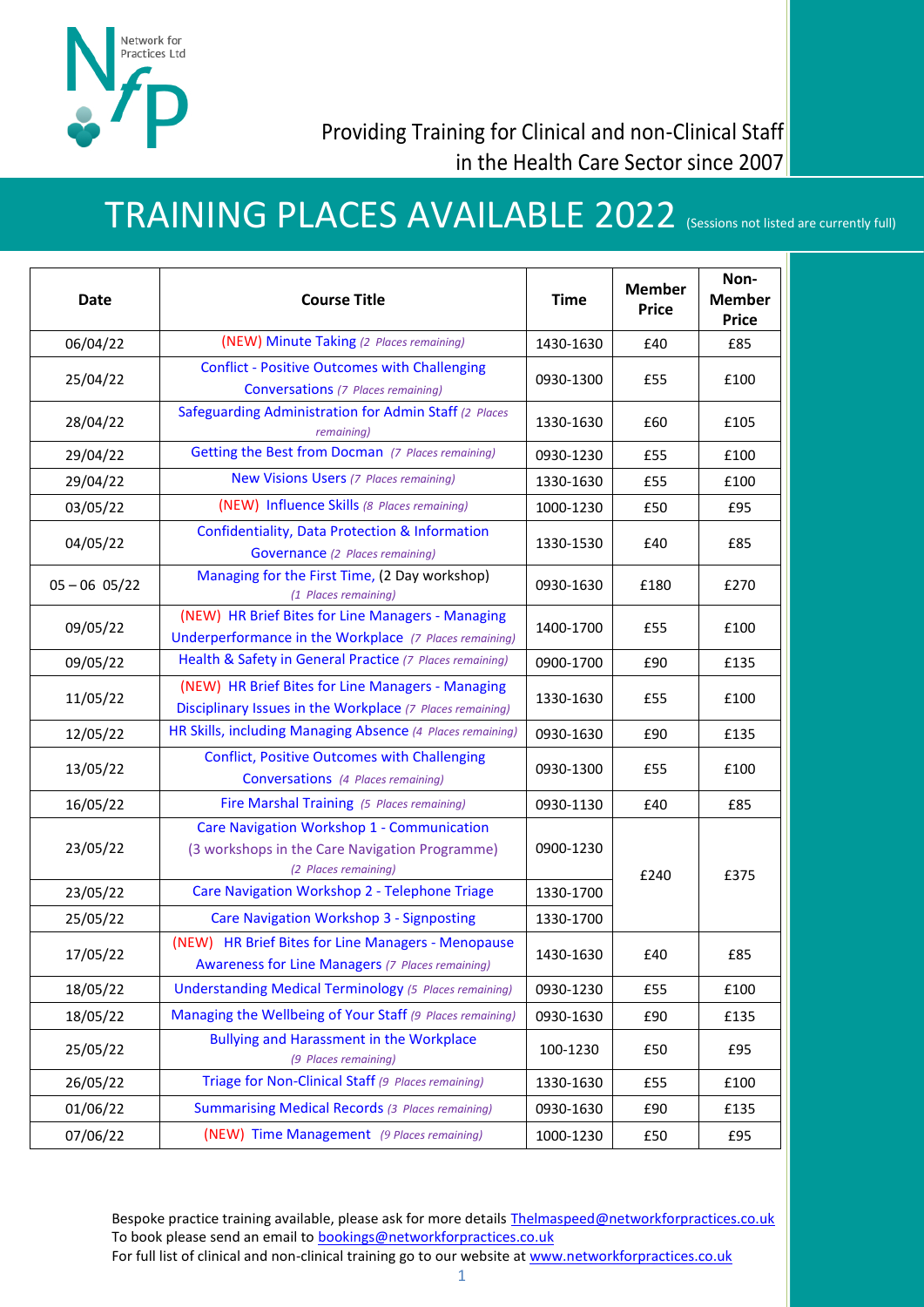Network for Practices Ltd

Providing Training for Clinical and non-Clinical Staff in the Health Care Sector since 2007

# TRAINING PLACES AVAILABLE 2022 (Sessions not listed are currently full)

| Date | Course Title | Time | Member Price | Non-Member Price |
|---|---|---|---|---|
| 06/04/22 | (NEW) Minute Taking *(2 Places remaining)* | 1430-1630 | £40 | £85 |
| 25/04/22 | Conflict - Positive Outcomes with Challenging Conversations *(7 Places remaining)* | 0930-1300 | £55 | £100 |
| 28/04/22 | Safeguarding Administration for Admin Staff *(2 Places remaining)* | 1330-1630 | £60 | £105 |
| 29/04/22 | Getting the Best from Docman *(7 Places remaining)* | 0930-1230 | £55 | £100 |
| 29/04/22 | New Visions Users *(7 Places remaining)* | 1330-1630 | £55 | £100 |
| 03/05/22 | (NEW) Influence Skills *(8 Places remaining)* | 1000-1230 | £50 | £95 |
| 04/05/22 | Confidentiality, Data Protection & Information Governance *(2 Places remaining)* | 1330-1530 | £40 | £85 |
| 05 – 06 05/22 | Managing for the First Time, (2 Day workshop) *(1 Places remaining)* | 0930-1630 | £180 | £270 |
| 09/05/22 | (NEW) HR Brief Bites for Line Managers - Managing Underperformance in the Workplace *(7 Places remaining)* | 1400-1700 | £55 | £100 |
| 09/05/22 | Health & Safety in General Practice *(7 Places remaining)* | 0900-1700 | £90 | £135 |
| 11/05/22 | (NEW) HR Brief Bites for Line Managers - Managing Disciplinary Issues in the Workplace *(7 Places remaining)* | 1330-1630 | £55 | £100 |
| 12/05/22 | HR Skills, including Managing Absence *(4 Places remaining)* | 0930-1630 | £90 | £135 |
| 13/05/22 | Conflict, Positive Outcomes with Challenging Conversations *(4 Places remaining)* | 0930-1300 | £55 | £100 |
| 16/05/22 | Fire Marshal Training *(5 Places remaining)* | 0930-1130 | £40 | £85 |
| 23/05/22 | Care Navigation Workshop 1 - Communication (3 workshops in the Care Navigation Programme) *(2 Places remaining)* | 0900-1230 | £240 | £375 |
| 23/05/22 | Care Navigation Workshop 2 - Telephone Triage | 1330-1700 | | |
| 25/05/22 | Care Navigation Workshop 3 - Signposting | 1330-1700 | | |
| 17/05/22 | (NEW) HR Brief Bites for Line Managers - Menopause Awareness for Line Managers *(7 Places remaining)* | 1430-1630 | £40 | £85 |
| 18/05/22 | Understanding Medical Terminology *(5 Places remaining)* | 0930-1230 | £55 | £100 |
| 18/05/22 | Managing the Wellbeing of Your Staff *(9 Places remaining)* | 0930-1630 | £90 | £135 |
| 25/05/22 | Bullying and Harassment in the Workplace *(9 Places remaining)* | 100-1230 | £50 | £95 |
| 26/05/22 | Triage for Non-Clinical Staff *(9 Places remaining)* | 1330-1630 | £55 | £100 |
| 01/06/22 | Summarising Medical Records *(3 Places remaining)* | 0930-1630 | £90 | £135 |
| 07/06/22 | (NEW) Time Management *(9 Places remaining)* | 1000-1230 | £50 | £95 |

Bespoke practice training available, please ask for more details Thelmaspeed@networkforpractices.co.uk
To book please send an email to bookings@networkforpractices.co.uk
For full list of clinical and non-clinical training go to our website at www.networkforpractices.co.uk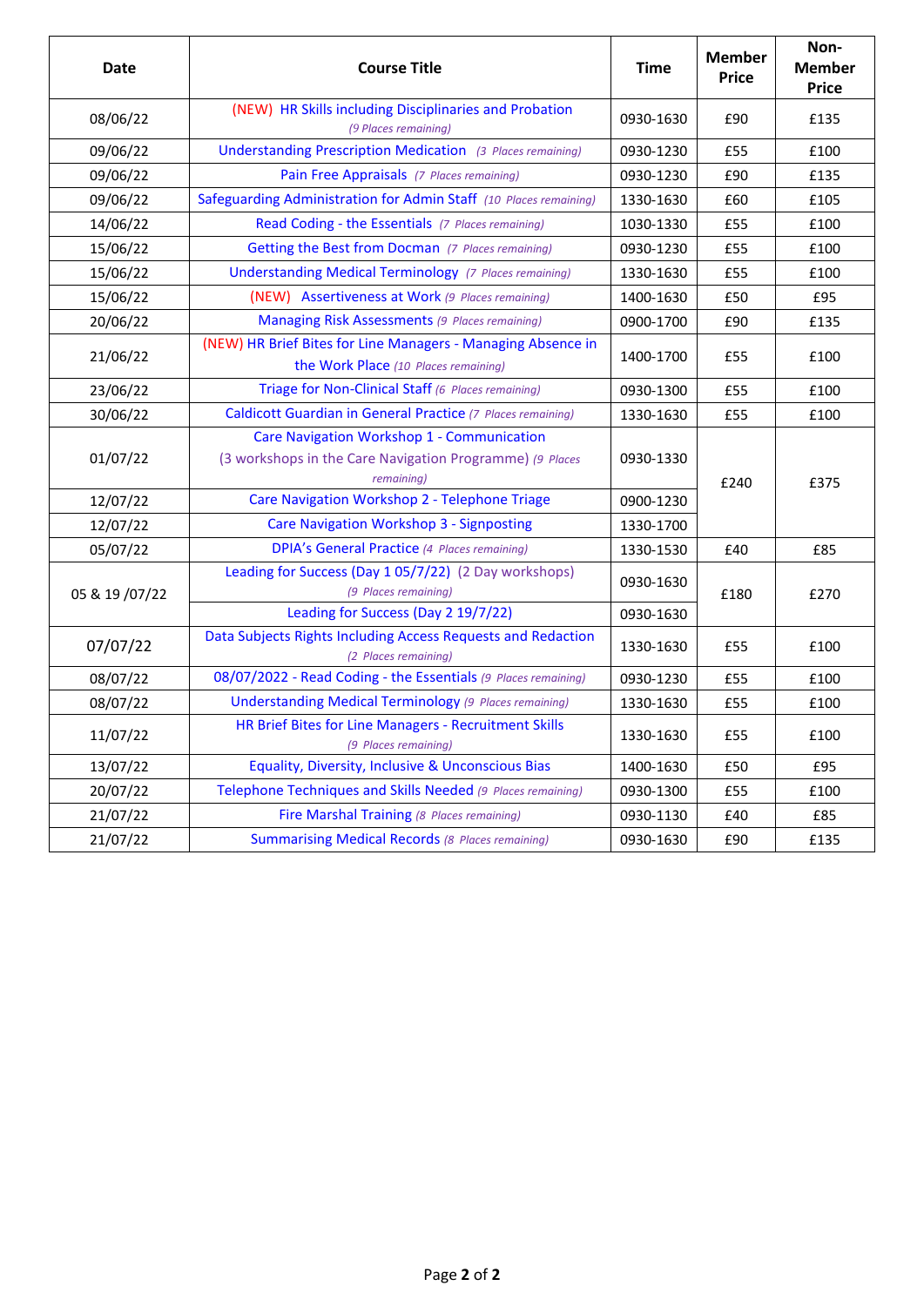| Date | Course Title | Time | Member Price | Non-Member Price |
|---|---|---|---|---|
| 08/06/22 | (NEW) HR Skills including Disciplinaries and Probation *(9 Places remaining)* | 0930-1630 | £90 | £135 |
| 09/06/22 | Understanding Prescription Medication *(3 Places remaining)* | 0930-1230 | £55 | £100 |
| 09/06/22 | Pain Free Appraisals *(7 Places remaining)* | 0930-1230 | £90 | £135 |
| 09/06/22 | Safeguarding Administration for Admin Staff *(10 Places remaining)* | 1330-1630 | £60 | £105 |
| 14/06/22 | Read Coding - the Essentials *(7 Places remaining)* | 1030-1330 | £55 | £100 |
| 15/06/22 | Getting the Best from Docman *(7 Places remaining)* | 0930-1230 | £55 | £100 |
| 15/06/22 | Understanding Medical Terminology *(7 Places remaining)* | 1330-1630 | £55 | £100 |
| 15/06/22 | (NEW) Assertiveness at Work *(9 Places remaining)* | 1400-1630 | £50 | £95 |
| 20/06/22 | Managing Risk Assessments *(9 Places remaining)* | 0900-1700 | £90 | £135 |
| 21/06/22 | (NEW) HR Brief Bites for Line Managers - Managing Absence in the Work Place *(10 Places remaining)* | 1400-1700 | £55 | £100 |
| 23/06/22 | Triage for Non-Clinical Staff *(6 Places remaining)* | 0930-1300 | £55 | £100 |
| 30/06/22 | Caldicott Guardian in General Practice *(7 Places remaining)* | 1330-1630 | £55 | £100 |
| 01/07/22 | Care Navigation Workshop 1 - Communication (3 workshops in the Care Navigation Programme) *(9 Places remaining)* | 0930-1330 | £240 | £375 |
| 12/07/22 | Care Navigation Workshop 2 - Telephone Triage | 0900-1230 | | |
| 12/07/22 | Care Navigation Workshop 3 - Signposting | 1330-1700 | | |
| 05/07/22 | DPIA's General Practice *(4 Places remaining)* | 1330-1530 | £40 | £85 |
| 05 & 19 /07/22 | Leading for Success (Day 1 05/7/22) (2 Day workshops) *(9 Places remaining)* | 0930-1630 | £180 | £270 |
| | Leading for Success (Day 2 19/7/22) | 0930-1630 | | |
| 07/07/22 | Data Subjects Rights Including Access Requests and Redaction *(2 Places remaining)* | 1330-1630 | £55 | £100 |
| 08/07/22 | 08/07/2022 - Read Coding - the Essentials *(9 Places remaining)* | 0930-1230 | £55 | £100 |
| 08/07/22 | Understanding Medical Terminology *(9 Places remaining)* | 1330-1630 | £55 | £100 |
| 11/07/22 | HR Brief Bites for Line Managers - Recruitment Skills *(9 Places remaining)* | 1330-1630 | £55 | £100 |
| 13/07/22 | Equality, Diversity, Inclusive & Unconscious Bias | 1400-1630 | £50 | £95 |
| 20/07/22 | Telephone Techniques and Skills Needed *(9 Places remaining)* | 0930-1300 | £55 | £100 |
| 21/07/22 | Fire Marshal Training *(8 Places remaining)* | 0930-1130 | £40 | £85 |
| 21/07/22 | Summarising Medical Records *(8 Places remaining)* | 0930-1630 | £90 | £135 |